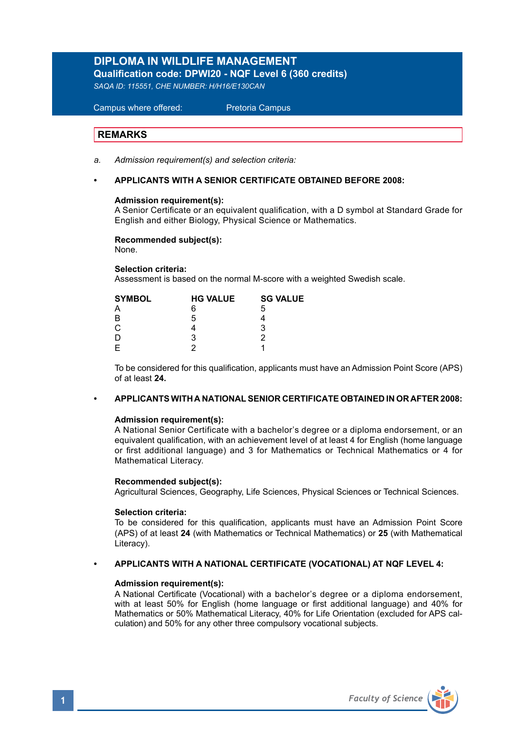# DIPLOMA IN WILDLIFE MANAGEMENT

**Qualification code: DPWI20 - NQF Level 6 (360 credits)**

*SAQA ID: 115551, CHE NUMBER: H/H16/E130CAN*

Campus where offered: Pretoria Campus

## REMARKS

a. *Admission requirement(s) and selection criteria:*

- **APPLICANTS WITH A SENIOR CERTIFICATE OBTAINED BEFORE 2008:**

**Admission requirement(s):**
A Senior Certificate or an equivalent qualification, with a D symbol at Standard Grade for English and either Biology, Physical Science or Mathematics.

**Recommended subject(s):**
None.

**Selection criteria:**
Assessment is based on the normal M-score with a weighted Swedish scale.

| SYMBOL | HG VALUE | SG VALUE |
|---|---|---|
| A | 6 | 5 |
| B | 5 | 4 |
| C | 4 | 3 |
| D | 3 | 2 |
| E | 2 | 1 |

To be considered for this qualification, applicants must have an Admission Point Score (APS) of at least **24.**

- **APPLICANTS WITH A NATIONAL SENIOR CERTIFICATE OBTAINED IN OR AFTER 2008:**

**Admission requirement(s):**
A National Senior Certificate with a bachelor's degree or a diploma endorsement, or an equivalent qualification, with an achievement level of at least 4 for English (home language or first additional language) and 3 for Mathematics or Technical Mathematics or 4 for Mathematical Literacy.

**Recommended subject(s):**
Agricultural Sciences, Geography, Life Sciences, Physical Sciences or Technical Sciences.

**Selection criteria:**
To be considered for this qualification, applicants must have an Admission Point Score (APS) of at least **24** (with Mathematics or Technical Mathematics) or **25** (with Mathematical Literacy).

- **APPLICANTS WITH A NATIONAL CERTIFICATE (VOCATIONAL) AT NQF LEVEL 4:**

**Admission requirement(s):**
A National Certificate (Vocational) with a bachelor's degree or a diploma endorsement, with at least 50% for English (home language or first additional language) and 40% for Mathematics or 50% Mathematical Literacy, 40% for Life Orientation (excluded for APS calculation) and 50% for any other three compulsory vocational subjects.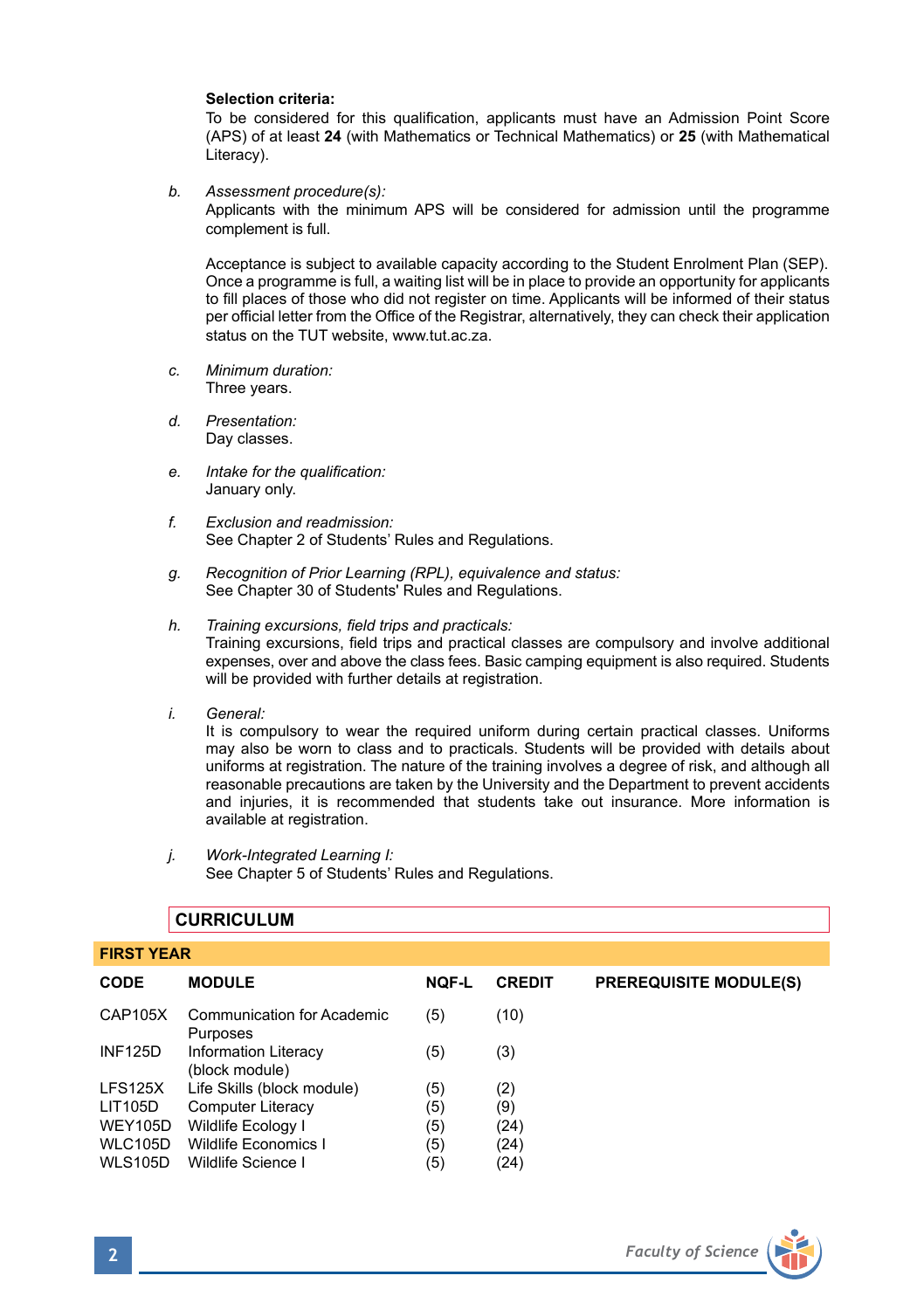**Selection criteria:**

To be considered for this qualification, applicants must have an Admission Point Score (APS) of at least **24** (with Mathematics or Technical Mathematics) or **25** (with Mathematical Literacy).

*b. Assessment procedure(s):*

Applicants with the minimum APS will be considered for admission until the programme complement is full.

Acceptance is subject to available capacity according to the Student Enrolment Plan (SEP). Once a programme is full, a waiting list will be in place to provide an opportunity for applicants to fill places of those who did not register on time. Applicants will be informed of their status per official letter from the Office of the Registrar, alternatively, they can check their application status on the TUT website, www.tut.ac.za.

*c. Minimum duration:*

Three years.

*d. Presentation:*

Day classes.

*e. Intake for the qualification:*

January only.

*f. Exclusion and readmission:*

See Chapter 2 of Students' Rules and Regulations.

*g. Recognition of Prior Learning (RPL), equivalence and status:*

See Chapter 30 of Students' Rules and Regulations.

*h. Training excursions, field trips and practicals:*

Training excursions, field trips and practical classes are compulsory and involve additional expenses, over and above the class fees. Basic camping equipment is also required. Students will be provided with further details at registration.

*i. General:*

It is compulsory to wear the required uniform during certain practical classes. Uniforms may also be worn to class and to practicals. Students will be provided with details about uniforms at registration. The nature of the training involves a degree of risk, and although all reasonable precautions are taken by the University and the Department to prevent accidents and injuries, it is recommended that students take out insurance. More information is available at registration.

*j. Work-Integrated Learning I:*

See Chapter 5 of Students' Rules and Regulations.

## CURRICULUM

### FIRST YEAR

| CODE | MODULE | NQF-L | CREDIT | PREREQUISITE MODULE(S) |
|---|---|---|---|---|
| CAP105X | Communication for Academic Purposes | (5) | (10) | |
| INF125D | Information Literacy (block module) | (5) | (3) | |
| LFS125X | Life Skills (block module) | (5) | (2) | |
| LIT105D | Computer Literacy | (5) | (9) | |
| WEY105D | Wildlife Ecology I | (5) | (24) | |
| WLC105D | Wildlife Economics I | (5) | (24) | |
| WLS105D | Wildlife Science I | (5) | (24) | |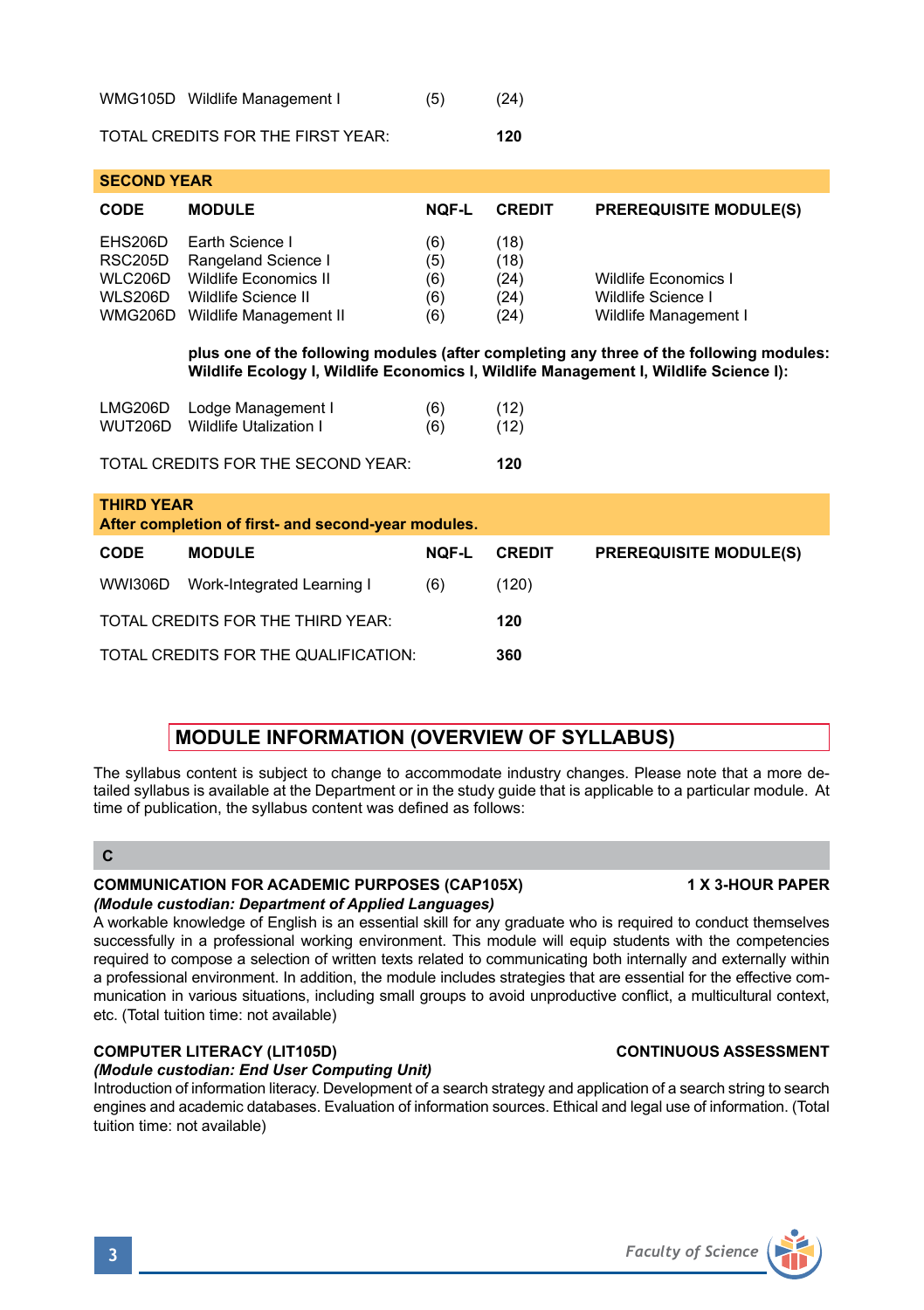| | | | | |
|---|---|---|---|---|
| WMG105D | Wildlife Management I | (5) | (24) | |
| TOTAL CREDITS FOR THE FIRST YEAR: | | | **120** | |

**SECOND YEAR**

| CODE | MODULE | NQF-L | CREDIT | PREREQUISITE MODULE(S) |
|---|---|---|---|---|
| EHS206D | Earth Science I | (6) | (18) | |
| RSC205D | Rangeland Science I | (5) | (18) | |
| WLC206D | Wildlife Economics II | (6) | (24) | Wildlife Economics I |
| WLS206D | Wildlife Science II | (6) | (24) | Wildlife Science I |
| WMG206D | Wildlife Management II | (6) | (24) | Wildlife Management I |

**plus one of the following modules (after completing any three of the following modules: Wildlife Ecology I, Wildlife Economics I, Wildlife Management I, Wildlife Science I):**

| CODE | MODULE | NQF-L | CREDIT | PREREQUISITE MODULE(S) |
|---|---|---|---|---|
| LMG206D | Lodge Management I | (6) | (12) | |
| WUT206D | Wildlife Utalization I | (6) | (12) | |

TOTAL CREDITS FOR THE SECOND YEAR: **120**

**THIRD YEAR**
**After completion of first- and second-year modules.**

| CODE | MODULE | NQF-L | CREDIT | PREREQUISITE MODULE(S) |
|---|---|---|---|---|
| WWI306D | Work-Integrated Learning I | (6) | (120) | |

TOTAL CREDITS FOR THE THIRD YEAR: **120**

TOTAL CREDITS FOR THE QUALIFICATION: **360**

## MODULE INFORMATION (OVERVIEW OF SYLLABUS)

The syllabus content is subject to change to accommodate industry changes. Please note that a more detailed syllabus is available at the Department or in the study guide that is applicable to a particular module. At time of publication, the syllabus content was defined as follows:

### C

**COMMUNICATION FOR ACADEMIC PURPOSES (CAP105X)** — **1 X 3-HOUR PAPER**
***(Module custodian: Department of Applied Languages)***
A workable knowledge of English is an essential skill for any graduate who is required to conduct themselves successfully in a professional working environment. This module will equip students with the competencies required to compose a selection of written texts related to communicating both internally and externally within a professional environment. In addition, the module includes strategies that are essential for the effective communication in various situations, including small groups to avoid unproductive conflict, a multicultural context, etc. (Total tuition time: not available)

**COMPUTER LITERACY (LIT105D)** — **CONTINUOUS ASSESSMENT**
***(Module custodian: End User Computing Unit)***
Introduction of information literacy. Development of a search strategy and application of a search string to search engines and academic databases. Evaluation of information sources. Ethical and legal use of information. (Total tuition time: not available)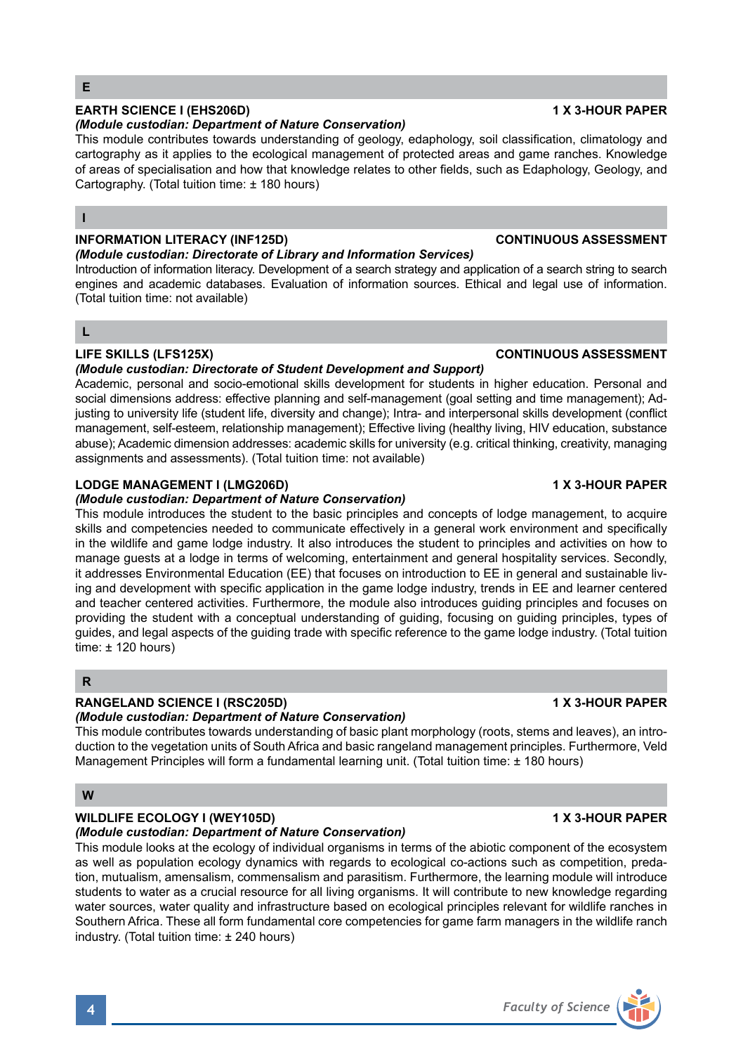## E

**EARTH SCIENCE I (EHS206D)** **1 X 3-HOUR PAPER**

***(Module custodian: Department of Nature Conservation)***

This module contributes towards understanding of geology, edaphology, soil classification, climatology and cartography as it applies to the ecological management of protected areas and game ranches. Knowledge of areas of specialisation and how that knowledge relates to other fields, such as Edaphology, Geology, and Cartography. (Total tuition time: ± 180 hours)

## I

**INFORMATION LITERACY (INF125D)** **CONTINUOUS ASSESSMENT**

***(Module custodian: Directorate of Library and Information Services)***

Introduction of information literacy. Development of a search strategy and application of a search string to search engines and academic databases. Evaluation of information sources. Ethical and legal use of information. (Total tuition time: not available)

## L

**LIFE SKILLS (LFS125X)** **CONTINUOUS ASSESSMENT**

***(Module custodian: Directorate of Student Development and Support)***

Academic, personal and socio-emotional skills development for students in higher education. Personal and social dimensions address: effective planning and self-management (goal setting and time management); Adjusting to university life (student life, diversity and change); Intra- and interpersonal skills development (conflict management, self-esteem, relationship management); Effective living (healthy living, HIV education, substance abuse); Academic dimension addresses: academic skills for university (e.g. critical thinking, creativity, managing assignments and assessments). (Total tuition time: not available)

**LODGE MANAGEMENT I (LMG206D)** **1 X 3-HOUR PAPER**

***(Module custodian: Department of Nature Conservation)***

This module introduces the student to the basic principles and concepts of lodge management, to acquire skills and competencies needed to communicate effectively in a general work environment and specifically in the wildlife and game lodge industry. It also introduces the student to principles and activities on how to manage guests at a lodge in terms of welcoming, entertainment and general hospitality services. Secondly, it addresses Environmental Education (EE) that focuses on introduction to EE in general and sustainable living and development with specific application in the game lodge industry, trends in EE and learner centered and teacher centered activities. Furthermore, the module also introduces guiding principles and focuses on providing the student with a conceptual understanding of guiding, focusing on guiding principles, types of guides, and legal aspects of the guiding trade with specific reference to the game lodge industry. (Total tuition time: ± 120 hours)

## R

**RANGELAND SCIENCE I (RSC205D)** **1 X 3-HOUR PAPER**

***(Module custodian: Department of Nature Conservation)***

This module contributes towards understanding of basic plant morphology (roots, stems and leaves), an introduction to the vegetation units of South Africa and basic rangeland management principles. Furthermore, Veld Management Principles will form a fundamental learning unit. (Total tuition time: ± 180 hours)

## W

**WILDLIFE ECOLOGY I (WEY105D)** **1 X 3-HOUR PAPER**

***(Module custodian: Department of Nature Conservation)***

This module looks at the ecology of individual organisms in terms of the abiotic component of the ecosystem as well as population ecology dynamics with regards to ecological co-actions such as competition, predation, mutualism, amensalism, commensalism and parasitism. Furthermore, the learning module will introduce students to water as a crucial resource for all living organisms. It will contribute to new knowledge regarding water sources, water quality and infrastructure based on ecological principles relevant for wildlife ranches in Southern Africa. These all form fundamental core competencies for game farm managers in the wildlife ranch industry. (Total tuition time: ± 240 hours)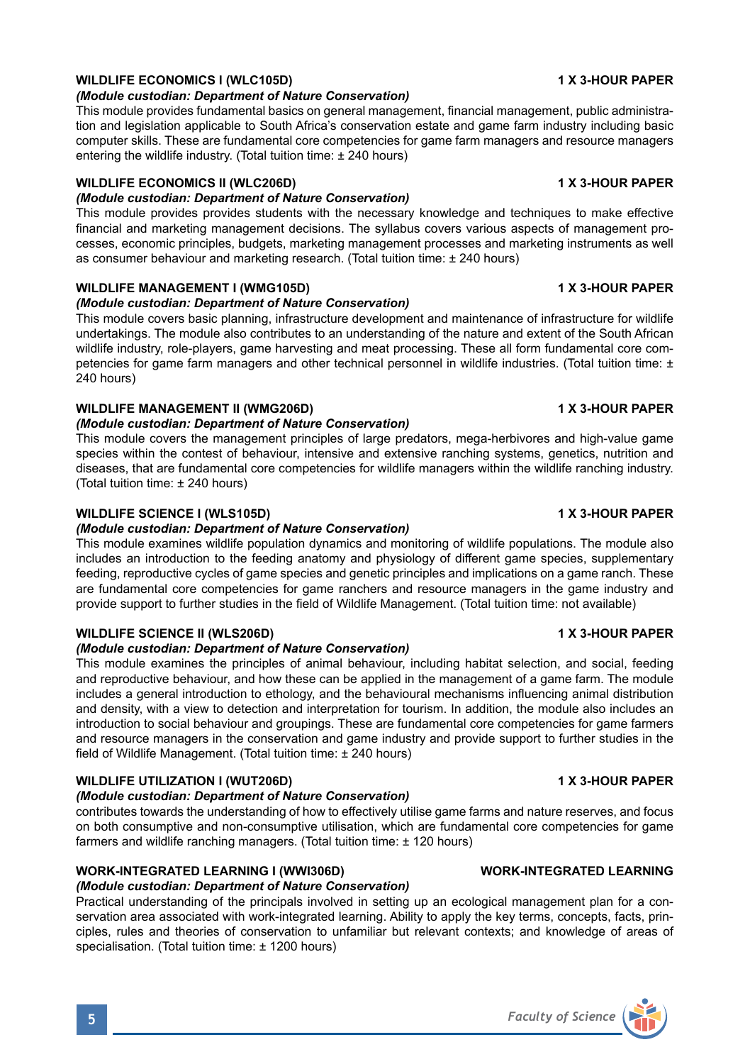### WILDLIFE ECONOMICS I (WLC105D) — 1 X 3-HOUR PAPER

*(Module custodian: Department of Nature Conservation)*

This module provides fundamental basics on general management, financial management, public administration and legislation applicable to South Africa's conservation estate and game farm industry including basic computer skills. These are fundamental core competencies for game farm managers and resource managers entering the wildlife industry. (Total tuition time: ± 240 hours)

### WILDLIFE ECONOMICS II (WLC206D) — 1 X 3-HOUR PAPER

*(Module custodian: Department of Nature Conservation)*

This module provides provides students with the necessary knowledge and techniques to make effective financial and marketing management decisions. The syllabus covers various aspects of management processes, economic principles, budgets, marketing management processes and marketing instruments as well as consumer behaviour and marketing research. (Total tuition time: ± 240 hours)

### WILDLIFE MANAGEMENT I (WMG105D) — 1 X 3-HOUR PAPER

*(Module custodian: Department of Nature Conservation)*

This module covers basic planning, infrastructure development and maintenance of infrastructure for wildlife undertakings. The module also contributes to an understanding of the nature and extent of the South African wildlife industry, role-players, game harvesting and meat processing. These all form fundamental core competencies for game farm managers and other technical personnel in wildlife industries. (Total tuition time: ± 240 hours)

### WILDLIFE MANAGEMENT II (WMG206D) — 1 X 3-HOUR PAPER

*(Module custodian: Department of Nature Conservation)*

This module covers the management principles of large predators, mega-herbivores and high-value game species within the contest of behaviour, intensive and extensive ranching systems, genetics, nutrition and diseases, that are fundamental core competencies for wildlife managers within the wildlife ranching industry. (Total tuition time: ± 240 hours)

### WILDLIFE SCIENCE I (WLS105D) — 1 X 3-HOUR PAPER

*(Module custodian: Department of Nature Conservation)*

This module examines wildlife population dynamics and monitoring of wildlife populations. The module also includes an introduction to the feeding anatomy and physiology of different game species, supplementary feeding, reproductive cycles of game species and genetic principles and implications on a game ranch. These are fundamental core competencies for game ranchers and resource managers in the game industry and provide support to further studies in the field of Wildlife Management. (Total tuition time: not available)

### WILDLIFE SCIENCE II (WLS206D) — 1 X 3-HOUR PAPER

*(Module custodian: Department of Nature Conservation)*

This module examines the principles of animal behaviour, including habitat selection, and social, feeding and reproductive behaviour, and how these can be applied in the management of a game farm. The module includes a general introduction to ethology, and the behavioural mechanisms influencing animal distribution and density, with a view to detection and interpretation for tourism. In addition, the module also includes an introduction to social behaviour and groupings. These are fundamental core competencies for game farmers and resource managers in the conservation and game industry and provide support to further studies in the field of Wildlife Management. (Total tuition time: ± 240 hours)

### WILDLIFE UTILIZATION I (WUT206D) — 1 X 3-HOUR PAPER

*(Module custodian: Department of Nature Conservation)*

contributes towards the understanding of how to effectively utilise game farms and nature reserves, and focus on both consumptive and non-consumptive utilisation, which are fundamental core competencies for game farmers and wildlife ranching managers. (Total tuition time: ± 120 hours)

### WORK-INTEGRATED LEARNING I (WWI306D) — WORK-INTEGRATED LEARNING

*(Module custodian: Department of Nature Conservation)*

Practical understanding of the principals involved in setting up an ecological management plan for a conservation area associated with work-integrated learning. Ability to apply the key terms, concepts, facts, principles, rules and theories of conservation to unfamiliar but relevant contexts; and knowledge of areas of specialisation. (Total tuition time: ± 1200 hours)